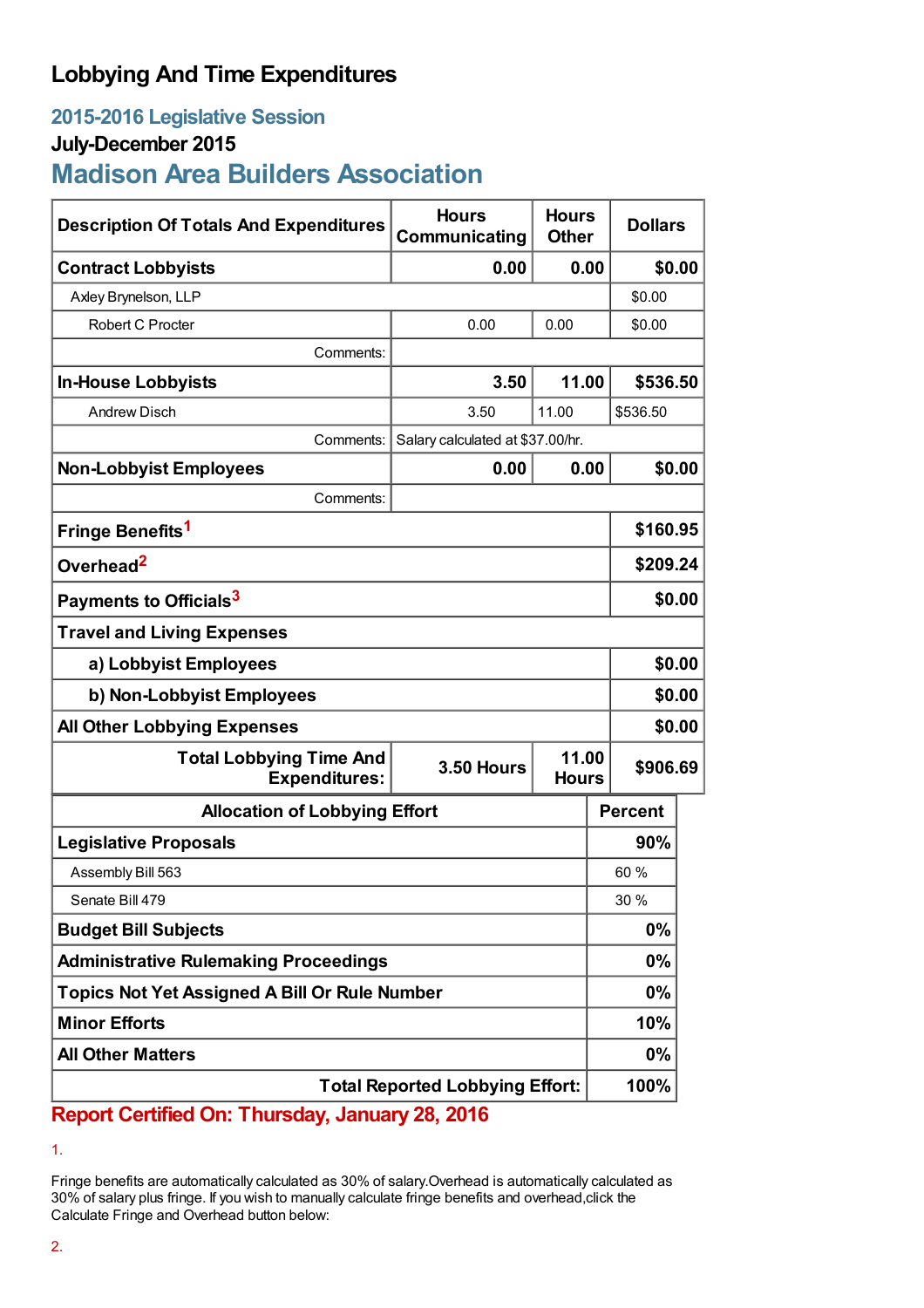# Lobbying And Time Expenditures

## 2015-2016 Legislative Session

### July-December 2015

## Madison Area Builders Association

| Description Of Totals And Expenditures | Hours Communicating | Hours Other | Dollars |
|---|---|---|---|
| **Contract Lobbyists** | **0.00** | **0.00** | **$0.00** |
| Axley Brynelson, LLP | | | $0.00 |
| Robert C Procter | 0.00 | 0.00 | $0.00 |
| Comments: | | | |
| **In-House Lobbyists** | **3.50** | **11.00** | **$536.50** |
| Andrew Disch | 3.50 | 11.00 | $536.50 |
| Comments: | Salary calculated at $37.00/hr. | | |
| **Non-Lobbyist Employees** | **0.00** | **0.00** | **$0.00** |
| Comments: | | | |
| **Fringe Benefits**[1] | | | **$160.95** |
| **Overhead**[2] | | | **$209.24** |
| **Payments to Officials**[3] | | | **$0.00** |
| **Travel and Living Expenses** | | | |
| **a) Lobbyist Employees** | | | **$0.00** |
| **b) Non-Lobbyist Employees** | | | **$0.00** |
| **All Other Lobbying Expenses** | | | **$0.00** |
| **Total Lobbying Time And Expenditures:** | **3.50 Hours** | **11.00 Hours** | **$906.69** |

| Allocation of Lobbying Effort | Percent |
|---|---|
| **Legislative Proposals** | **90%** |
| Assembly Bill 563 | 60 % |
| Senate Bill 479 | 30 % |
| **Budget Bill Subjects** | **0%** |
| **Administrative Rulemaking Proceedings** | **0%** |
| **Topics Not Yet Assigned A Bill Or Rule Number** | **0%** |
| **Minor Efforts** | **10%** |
| **All Other Matters** | **0%** |
| **Total Reported Lobbying Effort:** | **100%** |

**Report Certified On: Thursday, January 28, 2016**

1.

Fringe benefits are automatically calculated as 30% of salary.Overhead is automatically calculated as 30% of salary plus fringe. If you wish to manually calculate fringe benefits and overhead,click the Calculate Fringe and Overhead button below:

2.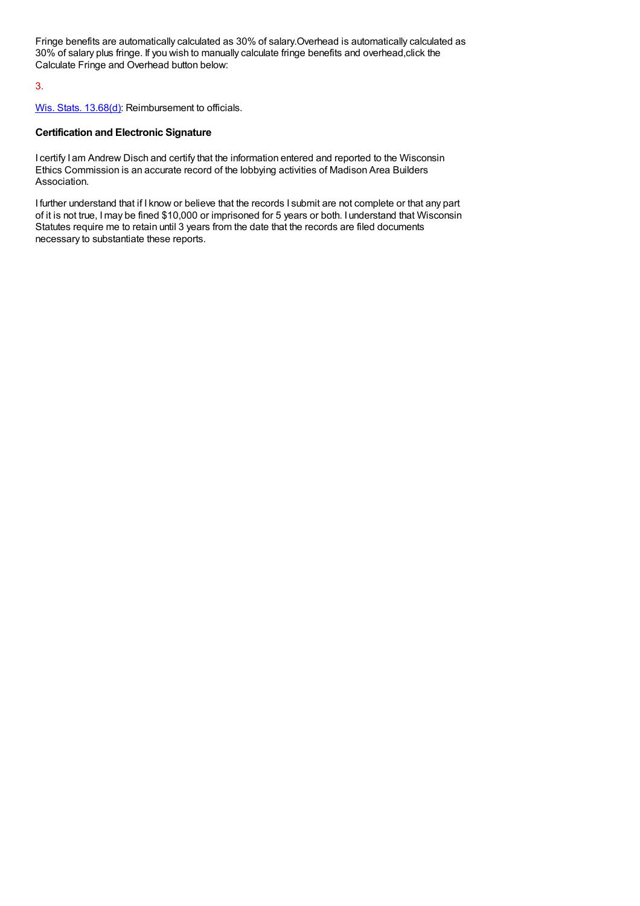Fringe benefits are automatically calculated as 30% of salary.Overhead is automatically calculated as 30% of salary plus fringe. If you wish to manually calculate fringe benefits and overhead,click the Calculate Fringe and Overhead button below:

3.

[Wis. Stats. 13.68(d)](): Reimbursement to officials.

**Certification and Electronic Signature**

I certify I am Andrew Disch and certify that the information entered and reported to the Wisconsin Ethics Commission is an accurate record of the lobbying activities of Madison Area Builders Association.

I further understand that if I know or believe that the records I submit are not complete or that any part of it is not true, I may be fined $10,000 or imprisoned for 5 years or both. I understand that Wisconsin Statutes require me to retain until 3 years from the date that the records are filed documents necessary to substantiate these reports.